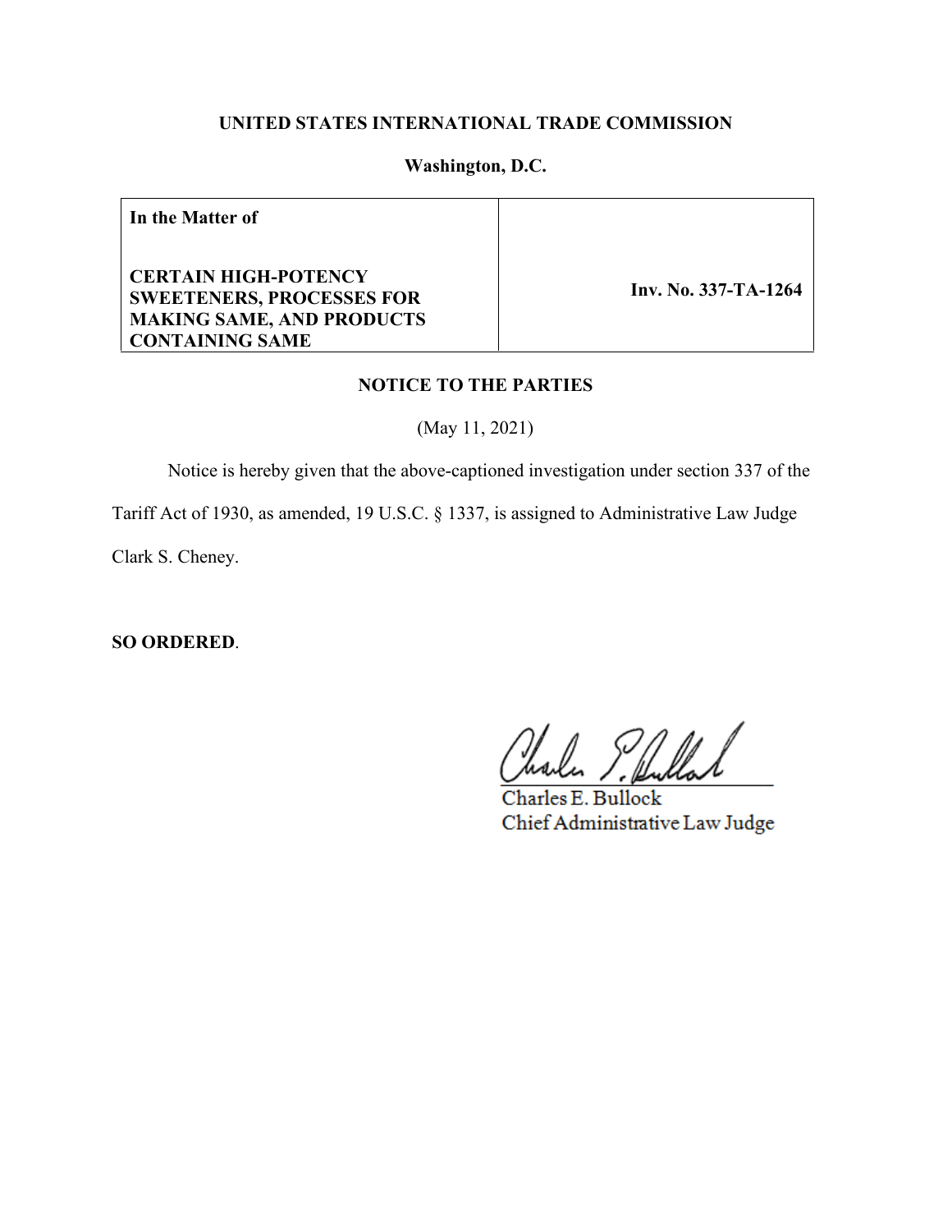**UNITED STATES INTERNATIONAL TRADE COMMISSION**

**Washington, D.C.**

| **In the Matter of**<br><br>**CERTAIN HIGH-POTENCY SWEETENERS, PROCESSES FOR MAKING SAME, AND PRODUCTS CONTAINING SAME** | **Inv. No. 337-TA-1264** |
|---|---|

**NOTICE TO THE PARTIES**

(May 11, 2021)

Notice is hereby given that the above-captioned investigation under section 337 of the Tariff Act of 1930, as amended, 19 U.S.C. § 1337, is assigned to Administrative Law Judge Clark S. Cheney.

**SO ORDERED**.

Charles E. Bullock
Chief Administrative Law Judge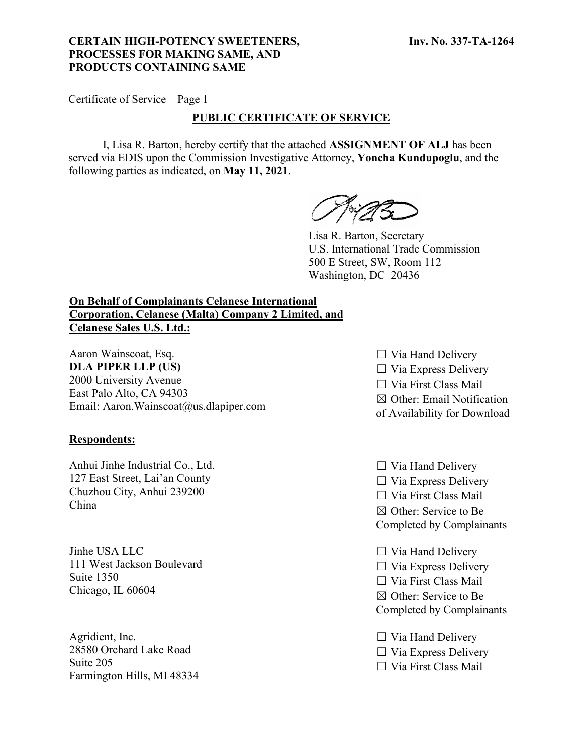**CERTAIN HIGH-POTENCY SWEETENERS, PROCESSES FOR MAKING SAME, AND PRODUCTS CONTAINING SAME**

**Inv. No. 337-TA-1264**

Certificate of Service – Page 1

## PUBLIC CERTIFICATE OF SERVICE

I, Lisa R. Barton, hereby certify that the attached **ASSIGNMENT OF ALJ** has been served via EDIS upon the Commission Investigative Attorney, **Yoncha Kundupoglu**, and the following parties as indicated, on **May 11, 2021**.

Lisa R. Barton, Secretary
U.S. International Trade Commission
500 E Street, SW, Room 112
Washington, DC 20436

**On Behalf of Complainants Celanese International Corporation, Celanese (Malta) Company 2 Limited, and Celanese Sales U.S. Ltd.:**

Aaron Wainscoat, Esq.
**DLA PIPER LLP (US)**
2000 University Avenue
East Palo Alto, CA 94303
Email: Aaron.Wainscoat@us.dlapiper.com

☐ Via Hand Delivery
☐ Via Express Delivery
☐ Via First Class Mail
☒ Other: Email Notification of Availability for Download

**Respondents:**

Anhui Jinhe Industrial Co., Ltd.
127 East Street, Lai'an County
Chuzhou City, Anhui 239200
China

☐ Via Hand Delivery
☐ Via Express Delivery
☐ Via First Class Mail
☒ Other: Service to Be Completed by Complainants

Jinhe USA LLC
111 West Jackson Boulevard
Suite 1350
Chicago, IL 60604

☐ Via Hand Delivery
☐ Via Express Delivery
☐ Via First Class Mail
☒ Other: Service to Be Completed by Complainants

Agridient, Inc.
28580 Orchard Lake Road
Suite 205
Farmington Hills, MI 48334

☐ Via Hand Delivery
☐ Via Express Delivery
☐ Via First Class Mail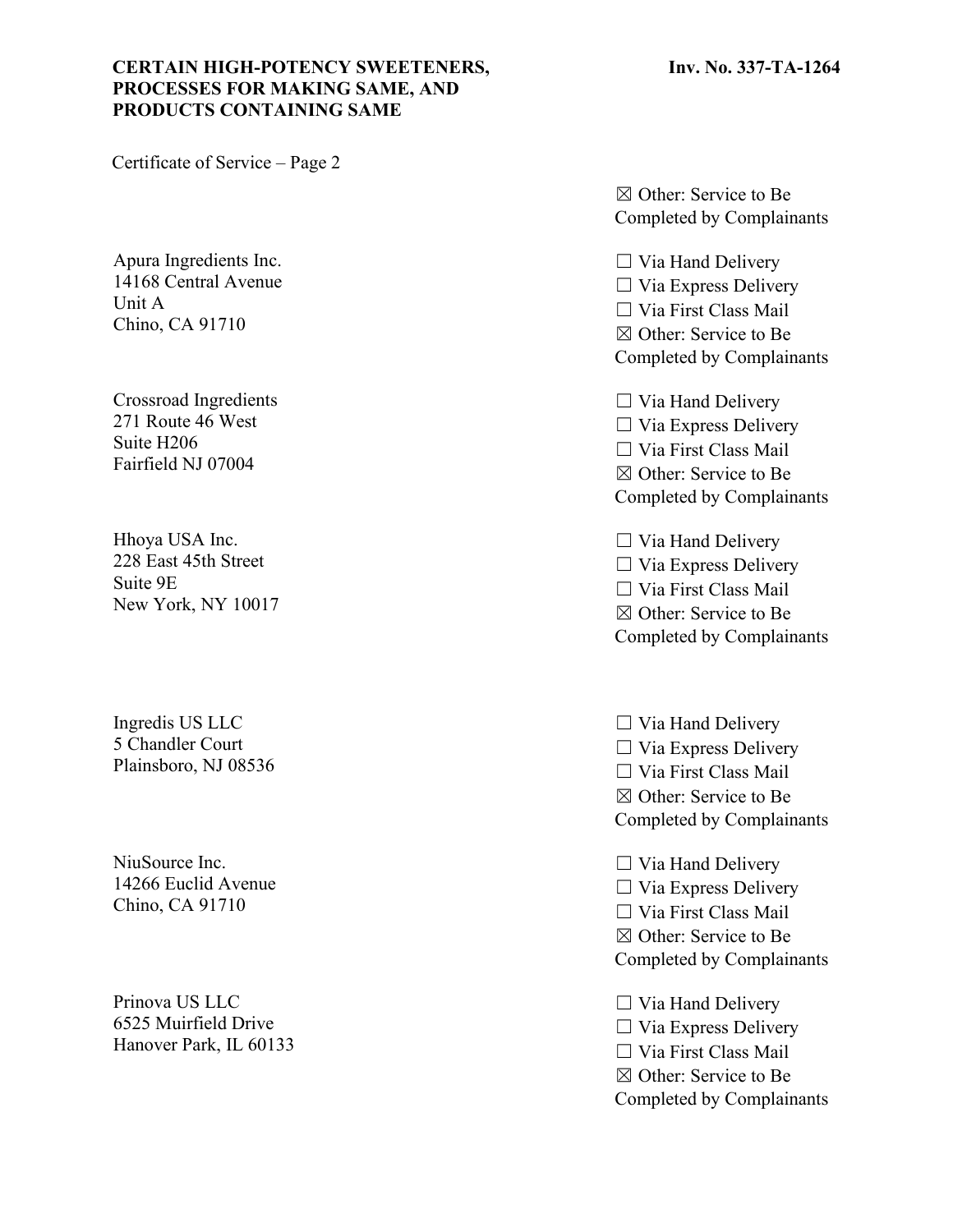Certificate of Service – Page 2

☒ Other: Service to Be Completed by Complainants

| | |
|---|---|
| Apura Ingredients Inc.<br>14168 Central Avenue<br>Unit A<br>Chino, CA 91710 | ☐ Via Hand Delivery<br>☐ Via Express Delivery<br>☐ Via First Class Mail<br>☒ Other: Service to Be Completed by Complainants |
| Crossroad Ingredients<br>271 Route 46 West<br>Suite H206<br>Fairfield NJ 07004 | ☐ Via Hand Delivery<br>☐ Via Express Delivery<br>☐ Via First Class Mail<br>☒ Other: Service to Be Completed by Complainants |
| Hhoya USA Inc.<br>228 East 45th Street<br>Suite 9E<br>New York, NY 10017 | ☐ Via Hand Delivery<br>☐ Via Express Delivery<br>☐ Via First Class Mail<br>☒ Other: Service to Be Completed by Complainants |
| Ingredis US LLC<br>5 Chandler Court<br>Plainsboro, NJ 08536 | ☐ Via Hand Delivery<br>☐ Via Express Delivery<br>☐ Via First Class Mail<br>☒ Other: Service to Be Completed by Complainants |
| NiuSource Inc.<br>14266 Euclid Avenue<br>Chino, CA 91710 | ☐ Via Hand Delivery<br>☐ Via Express Delivery<br>☐ Via First Class Mail<br>☒ Other: Service to Be Completed by Complainants |
| Prinova US LLC<br>6525 Muirfield Drive<br>Hanover Park, IL 60133 | ☐ Via Hand Delivery<br>☐ Via Express Delivery<br>☐ Via First Class Mail<br>☒ Other: Service to Be Completed by Complainants |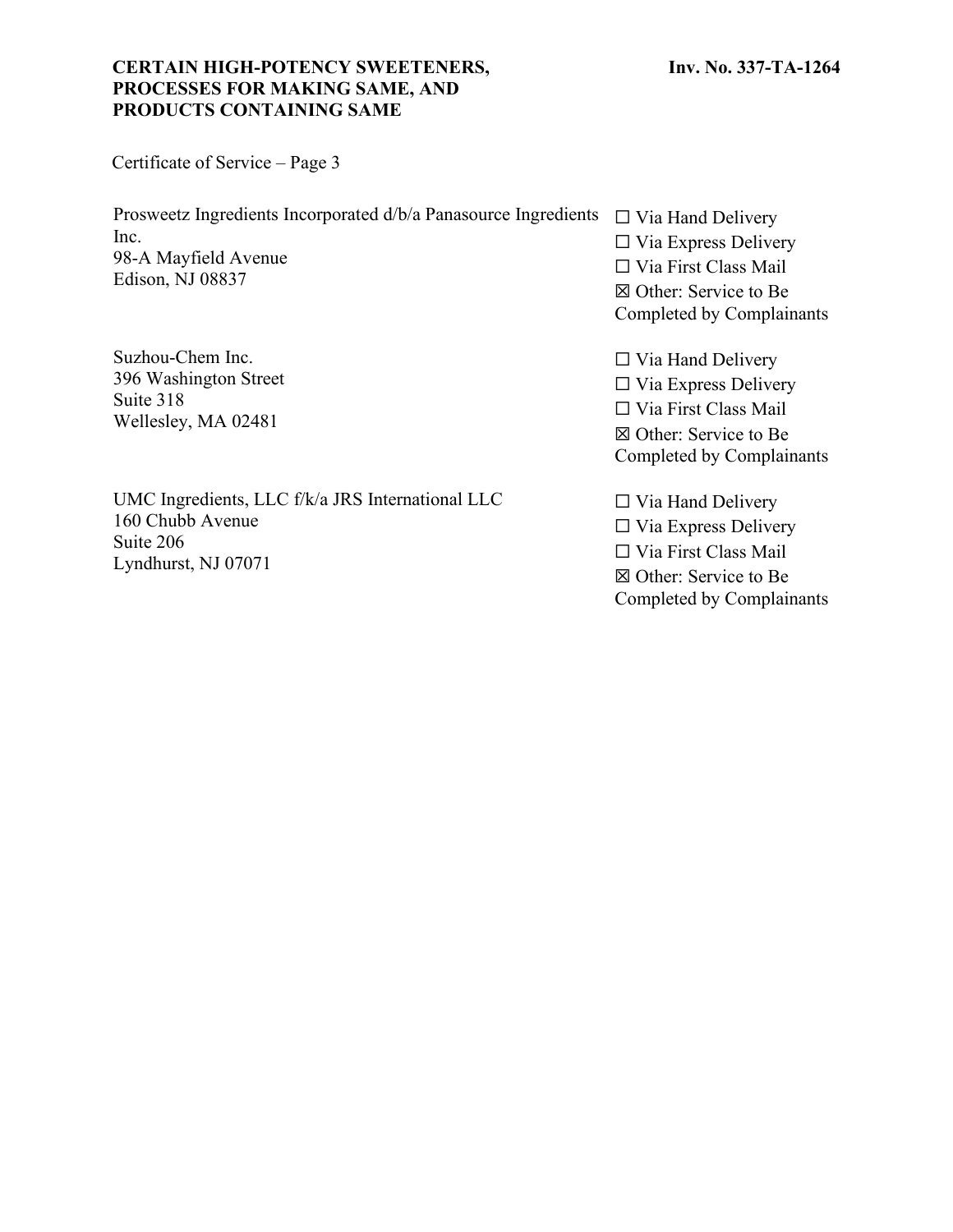Certificate of Service – Page 3

| | |
|---|---|
| Prosweetz Ingredients Incorporated d/b/a Panasource Ingredients Inc.<br>98-A Mayfield Avenue<br>Edison, NJ 08837 | ☐ Via Hand Delivery<br>☐ Via Express Delivery<br>☐ Via First Class Mail<br>☒ Other: Service to Be Completed by Complainants |
| Suzhou-Chem Inc.<br>396 Washington Street<br>Suite 318<br>Wellesley, MA 02481 | ☐ Via Hand Delivery<br>☐ Via Express Delivery<br>☐ Via First Class Mail<br>☒ Other: Service to Be Completed by Complainants |
| UMC Ingredients, LLC f/k/a JRS International LLC<br>160 Chubb Avenue<br>Suite 206<br>Lyndhurst, NJ 07071 | ☐ Via Hand Delivery<br>☐ Via Express Delivery<br>☐ Via First Class Mail<br>☒ Other: Service to Be Completed by Complainants |